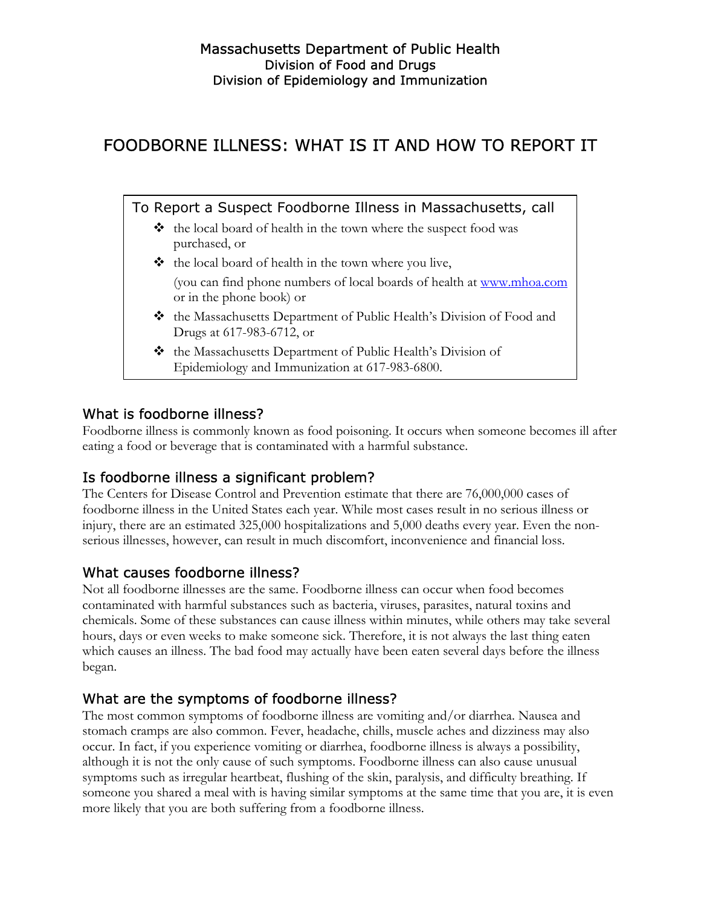Massachusetts Department of Public Health
Division of Food and Drugs
Division of Epidemiology and Immunization

# FOODBORNE ILLNESS: WHAT IS IT AND HOW TO REPORT IT

To Report a Suspect Foodborne Illness in Massachusetts, call

- the local board of health in the town where the suspect food was purchased, or
- the local board of health in the town where you live,

  (you can find phone numbers of local boards of health at [www.mhoa.com](http://www.mhoa.com) or in the phone book) or
- the Massachusetts Department of Public Health's Division of Food and Drugs at 617-983-6712, or
- the Massachusetts Department of Public Health's Division of Epidemiology and Immunization at 617-983-6800.

## What is foodborne illness?

Foodborne illness is commonly known as food poisoning. It occurs when someone becomes ill after eating a food or beverage that is contaminated with a harmful substance.

## Is foodborne illness a significant problem?

The Centers for Disease Control and Prevention estimate that there are 76,000,000 cases of foodborne illness in the United States each year. While most cases result in no serious illness or injury, there are an estimated 325,000 hospitalizations and 5,000 deaths every year. Even the non-serious illnesses, however, can result in much discomfort, inconvenience and financial loss.

## What causes foodborne illness?

Not all foodborne illnesses are the same. Foodborne illness can occur when food becomes contaminated with harmful substances such as bacteria, viruses, parasites, natural toxins and chemicals. Some of these substances can cause illness within minutes, while others may take several hours, days or even weeks to make someone sick. Therefore, it is not always the last thing eaten which causes an illness. The bad food may actually have been eaten several days before the illness began.

## What are the symptoms of foodborne illness?

The most common symptoms of foodborne illness are vomiting and/or diarrhea. Nausea and stomach cramps are also common. Fever, headache, chills, muscle aches and dizziness may also occur. In fact, if you experience vomiting or diarrhea, foodborne illness is always a possibility, although it is not the only cause of such symptoms. Foodborne illness can also cause unusual symptoms such as irregular heartbeat, flushing of the skin, paralysis, and difficulty breathing. If someone you shared a meal with is having similar symptoms at the same time that you are, it is even more likely that you are both suffering from a foodborne illness.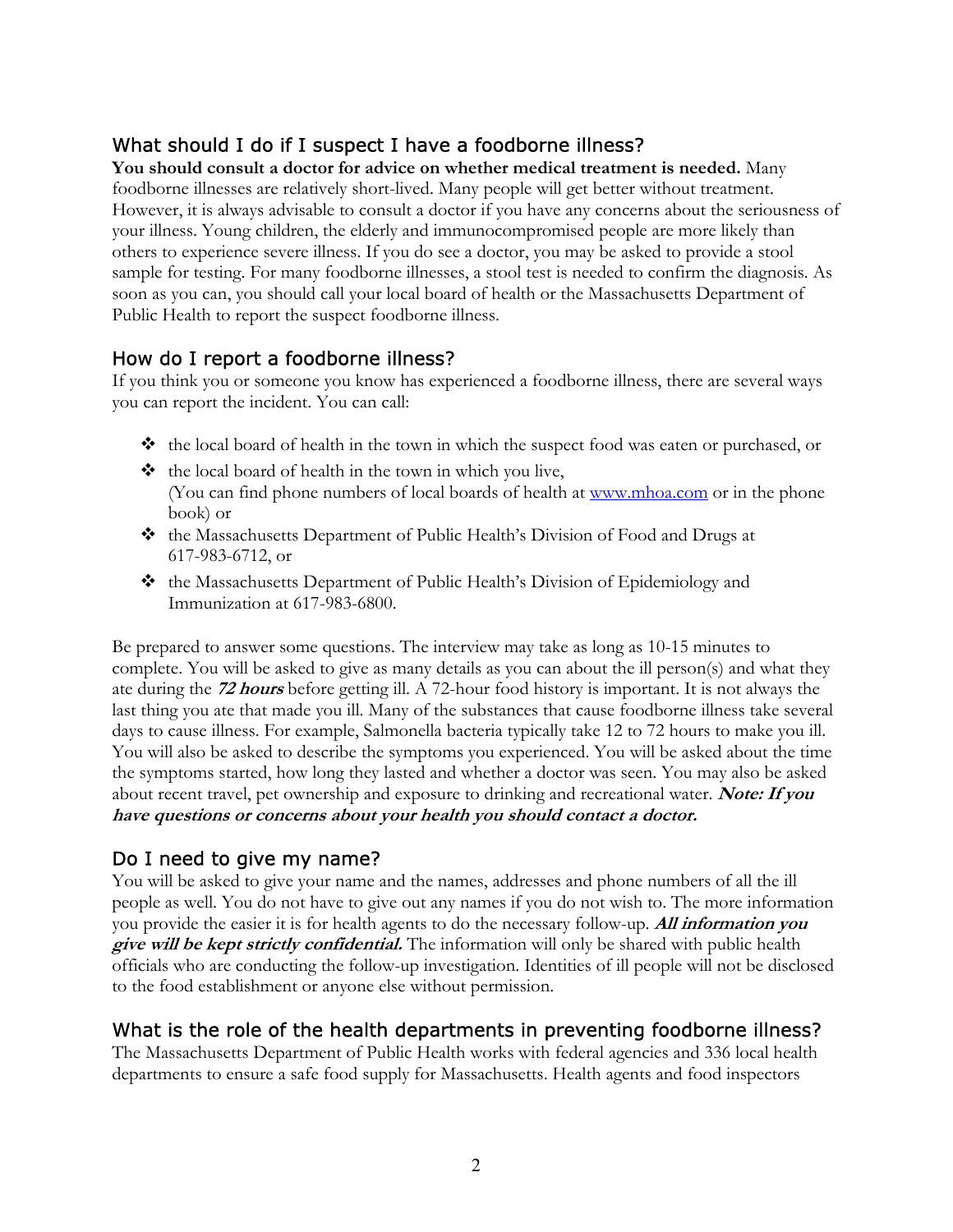## What should I do if I suspect I have a foodborne illness?

**You should consult a doctor for advice on whether medical treatment is needed.** Many foodborne illnesses are relatively short-lived. Many people will get better without treatment. However, it is always advisable to consult a doctor if you have any concerns about the seriousness of your illness. Young children, the elderly and immunocompromised people are more likely than others to experience severe illness. If you do see a doctor, you may be asked to provide a stool sample for testing. For many foodborne illnesses, a stool test is needed to confirm the diagnosis. As soon as you can, you should call your local board of health or the Massachusetts Department of Public Health to report the suspect foodborne illness.

## How do I report a foodborne illness?

If you think you or someone you know has experienced a foodborne illness, there are several ways you can report the incident. You can call:

- the local board of health in the town in which the suspect food was eaten or purchased, or
- the local board of health in the town in which you live, (You can find phone numbers of local boards of health at www.mhoa.com or in the phone book) or
- the Massachusetts Department of Public Health's Division of Food and Drugs at 617-983-6712, or
- the Massachusetts Department of Public Health's Division of Epidemiology and Immunization at 617-983-6800.

Be prepared to answer some questions. The interview may take as long as 10-15 minutes to complete. You will be asked to give as many details as you can about the ill person(s) and what they ate during the ***72 hours*** before getting ill. A 72-hour food history is important. It is not always the last thing you ate that made you ill. Many of the substances that cause foodborne illness take several days to cause illness. For example, Salmonella bacteria typically take 12 to 72 hours to make you ill. You will also be asked to describe the symptoms you experienced. You will be asked about the time the symptoms started, how long they lasted and whether a doctor was seen. You may also be asked about recent travel, pet ownership and exposure to drinking and recreational water. ***Note: If you have questions or concerns about your health you should contact a doctor.***

## Do I need to give my name?

You will be asked to give your name and the names, addresses and phone numbers of all the ill people as well. You do not have to give out any names if you do not wish to. The more information you provide the easier it is for health agents to do the necessary follow-up. ***All information you give will be kept strictly confidential.*** The information will only be shared with public health officials who are conducting the follow-up investigation. Identities of ill people will not be disclosed to the food establishment or anyone else without permission.

## What is the role of the health departments in preventing foodborne illness?

The Massachusetts Department of Public Health works with federal agencies and 336 local health departments to ensure a safe food supply for Massachusetts. Health agents and food inspectors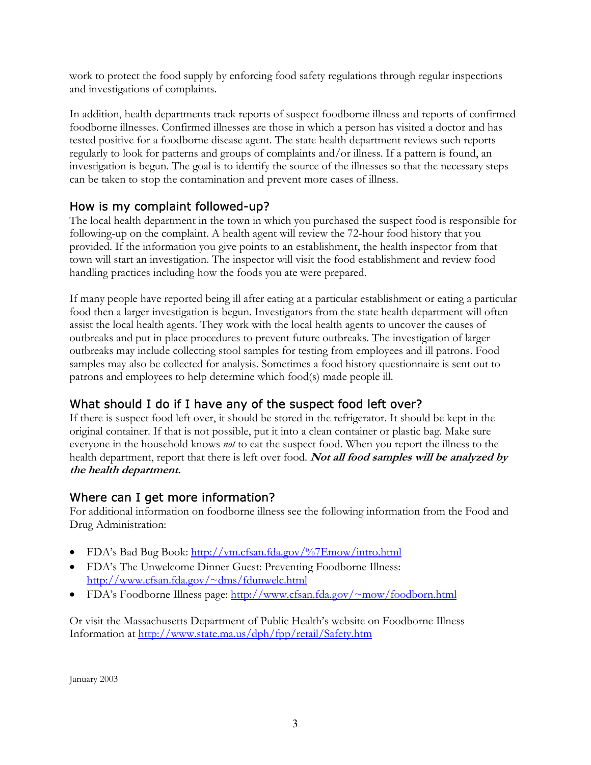work to protect the food supply by enforcing food safety regulations through regular inspections and investigations of complaints.

In addition, health departments track reports of suspect foodborne illness and reports of confirmed foodborne illnesses. Confirmed illnesses are those in which a person has visited a doctor and has tested positive for a foodborne disease agent. The state health department reviews such reports regularly to look for patterns and groups of complaints and/or illness. If a pattern is found, an investigation is begun. The goal is to identify the source of the illnesses so that the necessary steps can be taken to stop the contamination and prevent more cases of illness.

## How is my complaint followed-up?

The local health department in the town in which you purchased the suspect food is responsible for following-up on the complaint. A health agent will review the 72-hour food history that you provided. If the information you give points to an establishment, the health inspector from that town will start an investigation. The inspector will visit the food establishment and review food handling practices including how the foods you ate were prepared.

If many people have reported being ill after eating at a particular establishment or eating a particular food then a larger investigation is begun. Investigators from the state health department will often assist the local health agents. They work with the local health agents to uncover the causes of outbreaks and put in place procedures to prevent future outbreaks. The investigation of larger outbreaks may include collecting stool samples for testing from employees and ill patrons. Food samples may also be collected for analysis. Sometimes a food history questionnaire is sent out to patrons and employees to help determine which food(s) made people ill.

## What should I do if I have any of the suspect food left over?

If there is suspect food left over, it should be stored in the refrigerator. It should be kept in the original container. If that is not possible, put it into a clean container or plastic bag. Make sure everyone in the household knows *not* to eat the suspect food. When you report the illness to the health department, report that there is left over food. ***Not all food samples will be analyzed by the health department.***

## Where can I get more information?

For additional information on foodborne illness see the following information from the Food and Drug Administration:

- FDA's Bad Bug Book: http://vm.cfsan.fda.gov/%7Emow/intro.html
- FDA's The Unwelcome Dinner Guest: Preventing Foodborne Illness: http://www.cfsan.fda.gov/~dms/fdunwelc.html
- FDA's Foodborne Illness page: http://www.cfsan.fda.gov/~mow/foodborn.html

Or visit the Massachusetts Department of Public Health's website on Foodborne Illness Information at http://www.state.ma.us/dph/fpp/retail/Safety.htm

January 2003